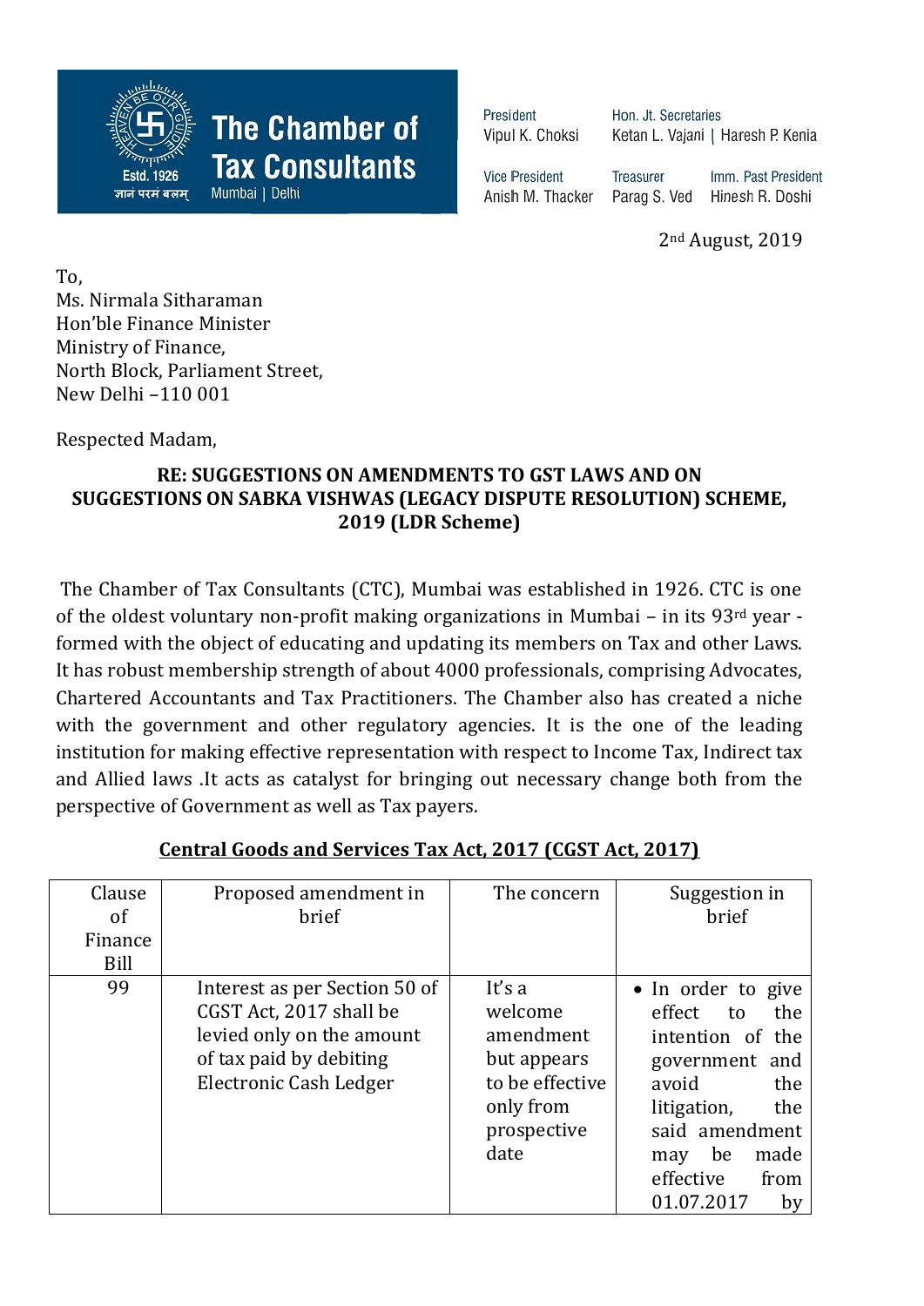**The Chamber of Tax Consultants**
Mumbai | Delhi

Estd. 1926

ज्ञानं परमं बलम्

President
Vipul K. Choksi

Hon. Jt. Secretaries
Ketan L. Vajani | Haresh P. Kenia

Vice President
Anish M. Thacker

Treasurer
Parag S. Ved

Imm. Past President
Hinesh R. Doshi

2nd August, 2019

To,
Ms. Nirmala Sitharaman
Hon'ble Finance Minister
Ministry of Finance,
North Block, Parliament Street,
New Delhi –110 001

Respected Madam,

**RE: SUGGESTIONS ON AMENDMENTS TO GST LAWS AND ON SUGGESTIONS ON SABKA VISHWAS (LEGACY DISPUTE RESOLUTION) SCHEME, 2019 (LDR Scheme)**

The Chamber of Tax Consultants (CTC), Mumbai was established in 1926. CTC is one of the oldest voluntary non-profit making organizations in Mumbai – in its 93rd year - formed with the object of educating and updating its members on Tax and other Laws. It has robust membership strength of about 4000 professionals, comprising Advocates, Chartered Accountants and Tax Practitioners. The Chamber also has created a niche with the government and other regulatory agencies. It is the one of the leading institution for making effective representation with respect to Income Tax, Indirect tax and Allied laws .It acts as catalyst for bringing out necessary change both from the perspective of Government as well as Tax payers.

**Central Goods and Services Tax Act, 2017 (CGST Act, 2017)**

| Clause of Finance Bill | Proposed amendment in brief | The concern | Suggestion in brief |
|---|---|---|---|
| 99 | Interest as per Section 50 of CGST Act, 2017 shall be levied only on the amount of tax paid by debiting Electronic Cash Ledger | It's a welcome amendment but appears to be effective only from prospective date | • In order to give effect to the intention of the government and avoid the litigation, the said amendment may be made effective from 01.07.2017 by |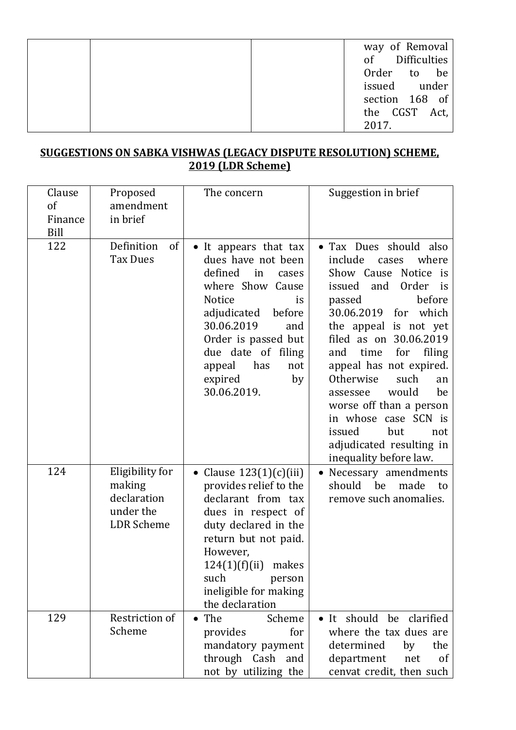| | | | way of Removal of Difficulties Order to be issued under section 168 of the CGST Act, 2017. |
|---|---|---|---|

## SUGGESTIONS ON SABKA VISHWAS (LEGACY DISPUTE RESOLUTION) SCHEME, 2019 (LDR Scheme)

| Clause of Finance Bill | Proposed amendment in brief | The concern | Suggestion in brief |
|---|---|---|---|
| 122 | Definition of Tax Dues | • It appears that tax dues have not been defined in cases where Show Cause Notice is adjudicated before 30.06.2019 and Order is passed but due date of filing appeal has not expired by 30.06.2019. | • Tax Dues should also include cases where Show Cause Notice is issued and Order is passed before 30.06.2019 for which the appeal is not yet filed as on 30.06.2019 and time for filing appeal has not expired. Otherwise such an assessee would be worse off than a person in whose case SCN is issued but not adjudicated resulting in inequality before law. |
| 124 | Eligibility for making declaration under the LDR Scheme | • Clause 123(1)(c)(iii) provides relief to the declarant from tax dues in respect of duty declared in the return but not paid. However, 124(1)(f)(ii) makes such person ineligible for making the declaration | • Necessary amendments should be made to remove such anomalies. |
| 129 | Restriction of Scheme | • The Scheme provides for mandatory payment through Cash and not by utilizing the | • It should be clarified where the tax dues are determined by the department net of cenvat credit, then such |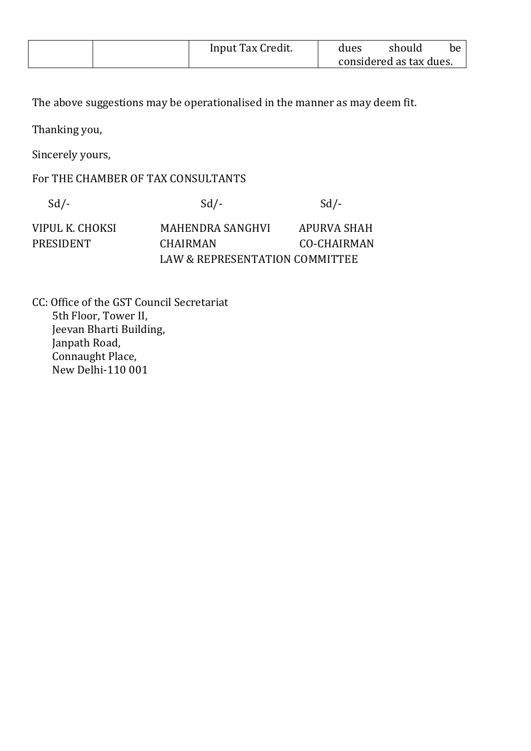| | | | |
|---|---|---|---|
| | | Input Tax Credit. | dues should be considered as tax dues. |

The above suggestions may be operationalised in the manner as may deem fit.

Thanking you,

Sincerely yours,

For THE CHAMBER OF TAX CONSULTANTS

| | | |
|---|---|---|
| Sd/- | Sd/- | Sd/- |
| VIPUL K. CHOKSI | MAHENDRA SANGHVI | APURVA SHAH |
| PRESIDENT | CHAIRMAN | CO-CHAIRMAN |
| | LAW & REPRESENTATION COMMITTEE | |

CC: Office of the GST Council Secretariat
5th Floor, Tower II,
Jeevan Bharti Building,
Janpath Road,
Connaught Place,
New Delhi-110 001